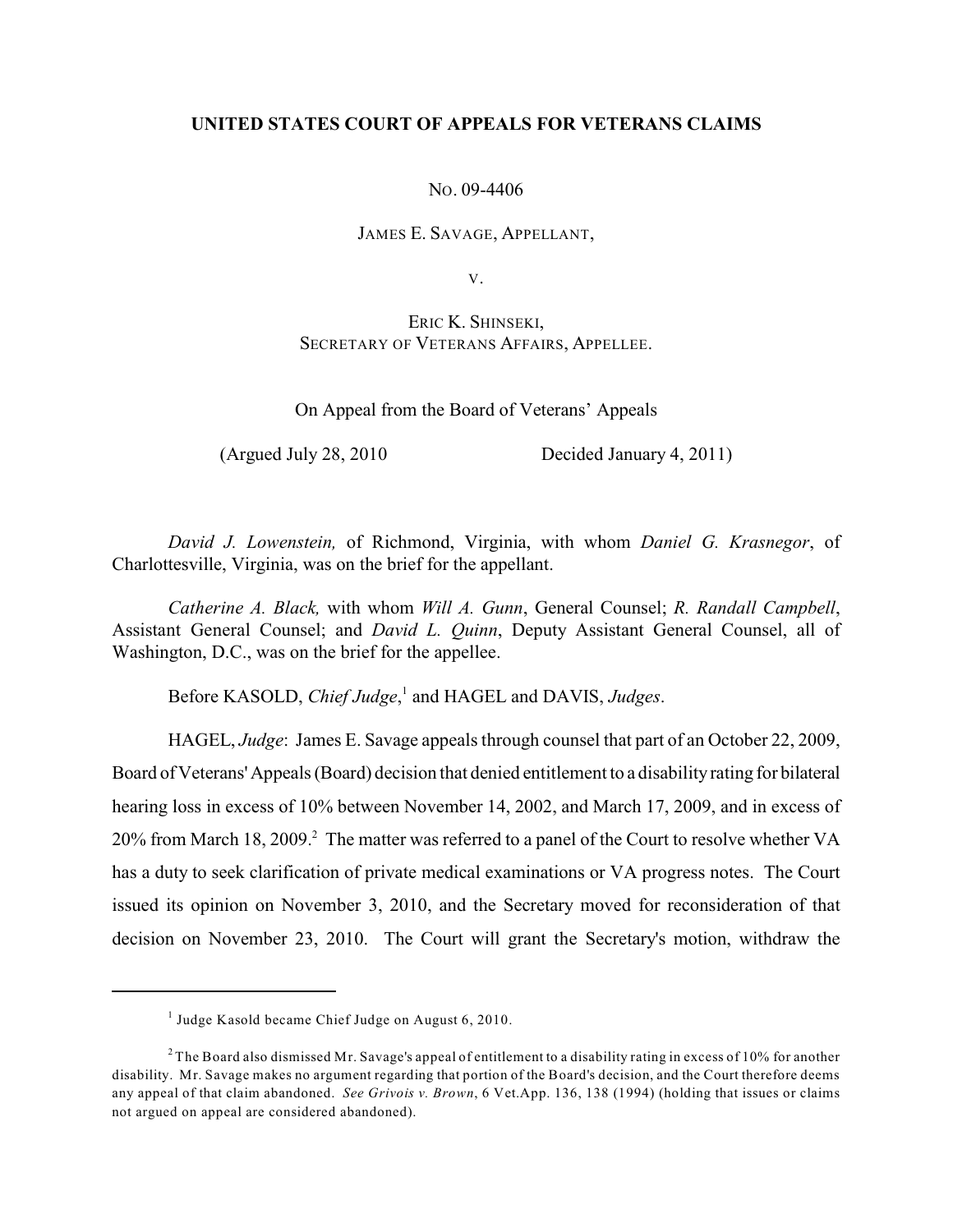**UNITED STATES COURT OF APPEALS FOR VETERANS CLAIMS**

NO. 09-4406

JAMES E. SAVAGE, APPELLANT,

V.

ERIC K. SHINSEKI,
SECRETARY OF VETERANS AFFAIRS, APPELLEE.

On Appeal from the Board of Veterans' Appeals

(Argued July 28, 2010 Decided January 4, 2011)

*David J. Lowenstein,* of Richmond, Virginia, with whom *Daniel G. Krasnegor*, of Charlottesville, Virginia, was on the brief for the appellant.

*Catherine A. Black,* with whom *Will A. Gunn*, General Counsel; *R. Randall Campbell*, Assistant General Counsel; and *David L. Quinn*, Deputy Assistant General Counsel, all of Washington, D.C., was on the brief for the appellee.

Before KASOLD, *Chief Judge*,[1] and HAGEL and DAVIS, *Judges*.

HAGEL, *Judge*: James E. Savage appeals through counsel that part of an October 22, 2009, Board of Veterans' Appeals (Board) decision that denied entitlement to a disability rating for bilateral hearing loss in excess of 10% between November 14, 2002, and March 17, 2009, and in excess of 20% from March 18, 2009.[2] The matter was referred to a panel of the Court to resolve whether VA has a duty to seek clarification of private medical examinations or VA progress notes. The Court issued its opinion on November 3, 2010, and the Secretary moved for reconsideration of that decision on November 23, 2010. The Court will grant the Secretary's motion, withdraw the

---

[1] Judge Kasold became Chief Judge on August 6, 2010.

[2] The Board also dismissed Mr. Savage's appeal of entitlement to a disability rating in excess of 10% for another disability. Mr. Savage makes no argument regarding that portion of the Board's decision, and the Court therefore deems any appeal of that claim abandoned. *See Grivois v. Brown*, 6 Vet.App. 136, 138 (1994) (holding that issues or claims not argued on appeal are considered abandoned).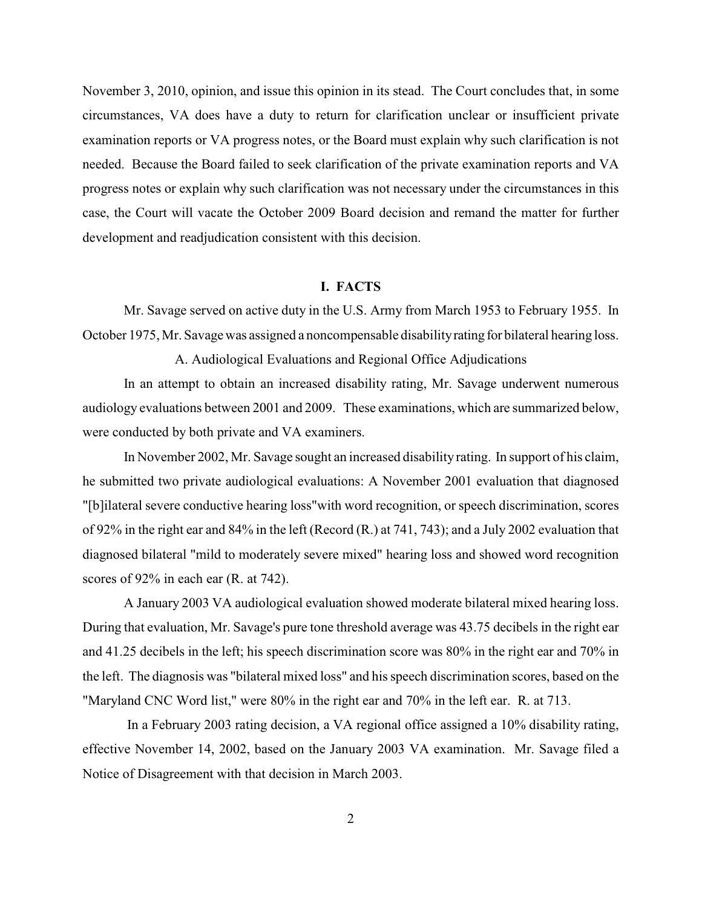November 3, 2010, opinion, and issue this opinion in its stead. The Court concludes that, in some circumstances, VA does have a duty to return for clarification unclear or insufficient private examination reports or VA progress notes, or the Board must explain why such clarification is not needed. Because the Board failed to seek clarification of the private examination reports and VA progress notes or explain why such clarification was not necessary under the circumstances in this case, the Court will vacate the October 2009 Board decision and remand the matter for further development and readjudication consistent with this decision.

## I. FACTS

Mr. Savage served on active duty in the U.S. Army from March 1953 to February 1955. In October 1975, Mr. Savage was assigned a noncompensable disability rating for bilateral hearing loss.

### A. Audiological Evaluations and Regional Office Adjudications

In an attempt to obtain an increased disability rating, Mr. Savage underwent numerous audiology evaluations between 2001 and 2009. These examinations, which are summarized below, were conducted by both private and VA examiners.

In November 2002, Mr. Savage sought an increased disability rating. In support of his claim, he submitted two private audiological evaluations: A November 2001 evaluation that diagnosed "[b]ilateral severe conductive hearing loss"with word recognition, or speech discrimination, scores of 92% in the right ear and 84% in the left (Record (R.) at 741, 743); and a July 2002 evaluation that diagnosed bilateral "mild to moderately severe mixed" hearing loss and showed word recognition scores of 92% in each ear (R. at 742).

A January 2003 VA audiological evaluation showed moderate bilateral mixed hearing loss. During that evaluation, Mr. Savage's pure tone threshold average was 43.75 decibels in the right ear and 41.25 decibels in the left; his speech discrimination score was 80% in the right ear and 70% in the left. The diagnosis was "bilateral mixed loss" and his speech discrimination scores, based on the "Maryland CNC Word list," were 80% in the right ear and 70% in the left ear. R. at 713.

In a February 2003 rating decision, a VA regional office assigned a 10% disability rating, effective November 14, 2002, based on the January 2003 VA examination. Mr. Savage filed a Notice of Disagreement with that decision in March 2003.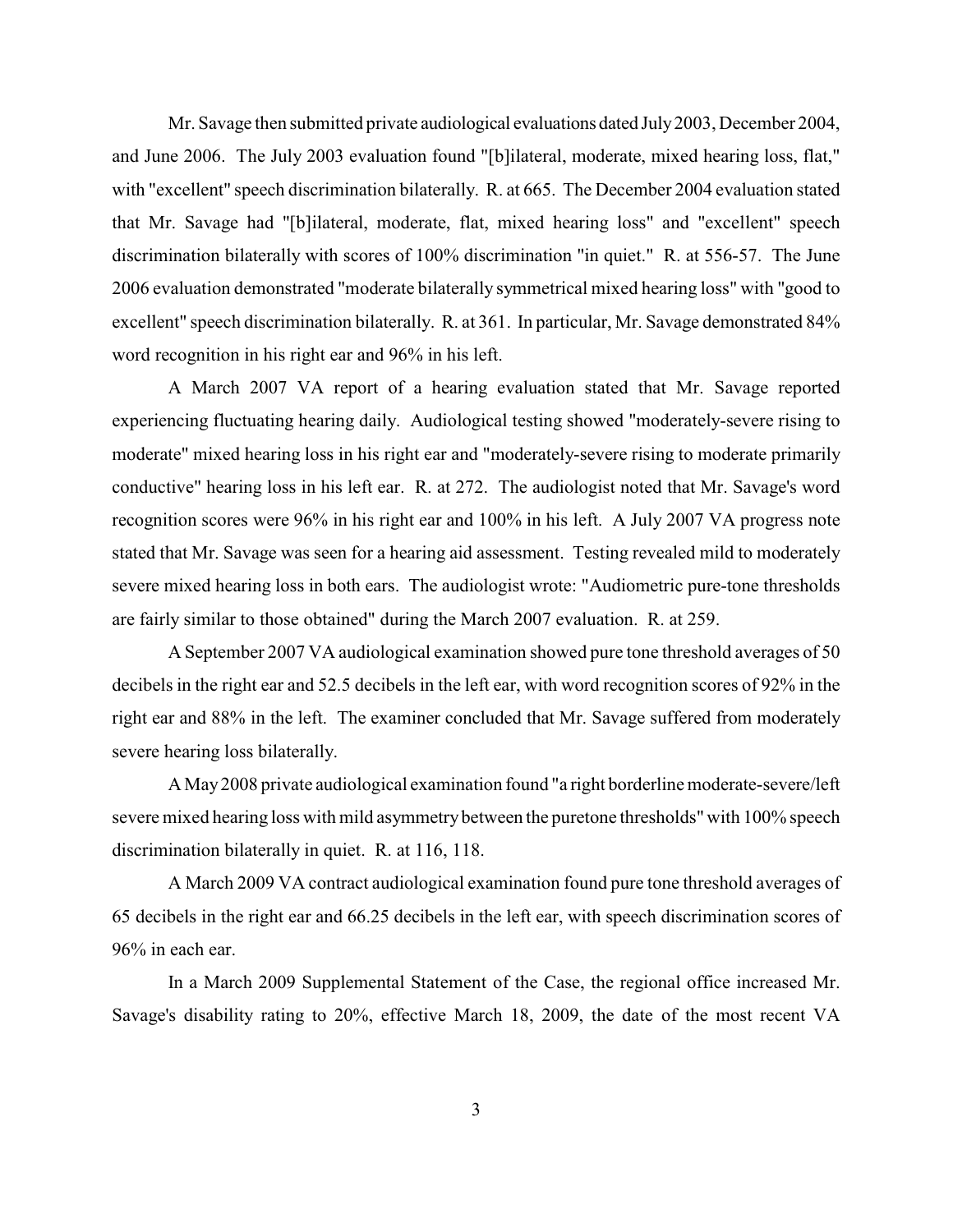Mr. Savage then submitted private audiological evaluations dated July 2003, December 2004, and June 2006. The July 2003 evaluation found "[b]ilateral, moderate, mixed hearing loss, flat," with "excellent" speech discrimination bilaterally. R. at 665. The December 2004 evaluation stated that Mr. Savage had "[b]ilateral, moderate, flat, mixed hearing loss" and "excellent" speech discrimination bilaterally with scores of 100% discrimination "in quiet." R. at 556-57. The June 2006 evaluation demonstrated "moderate bilaterally symmetrical mixed hearing loss" with "good to excellent" speech discrimination bilaterally. R. at 361. In particular, Mr. Savage demonstrated 84% word recognition in his right ear and 96% in his left.

A March 2007 VA report of a hearing evaluation stated that Mr. Savage reported experiencing fluctuating hearing daily. Audiological testing showed "moderately-severe rising to moderate" mixed hearing loss in his right ear and "moderately-severe rising to moderate primarily conductive" hearing loss in his left ear. R. at 272. The audiologist noted that Mr. Savage's word recognition scores were 96% in his right ear and 100% in his left. A July 2007 VA progress note stated that Mr. Savage was seen for a hearing aid assessment. Testing revealed mild to moderately severe mixed hearing loss in both ears. The audiologist wrote: "Audiometric pure-tone thresholds are fairly similar to those obtained" during the March 2007 evaluation. R. at 259.

A September 2007 VA audiological examination showed pure tone threshold averages of 50 decibels in the right ear and 52.5 decibels in the left ear, with word recognition scores of 92% in the right ear and 88% in the left. The examiner concluded that Mr. Savage suffered from moderately severe hearing loss bilaterally.

A May 2008 private audiological examination found "a right borderline moderate-severe/left severe mixed hearing loss with mild asymmetry between the puretone thresholds" with 100% speech discrimination bilaterally in quiet. R. at 116, 118.

A March 2009 VA contract audiological examination found pure tone threshold averages of 65 decibels in the right ear and 66.25 decibels in the left ear, with speech discrimination scores of 96% in each ear.

In a March 2009 Supplemental Statement of the Case, the regional office increased Mr. Savage's disability rating to 20%, effective March 18, 2009, the date of the most recent VA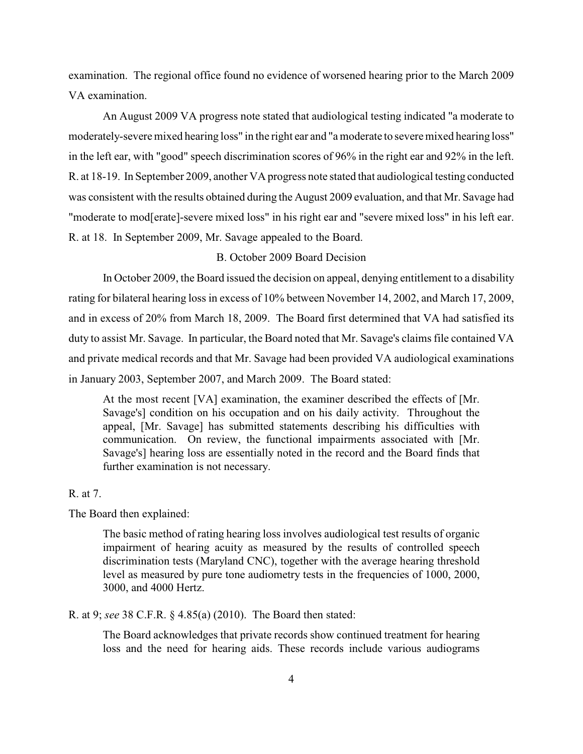examination. The regional office found no evidence of worsened hearing prior to the March 2009 VA examination.

An August 2009 VA progress note stated that audiological testing indicated "a moderate to moderately-severe mixed hearing loss" in the right ear and "a moderate to severe mixed hearing loss" in the left ear, with "good" speech discrimination scores of 96% in the right ear and 92% in the left. R. at 18-19. In September 2009, another VA progress note stated that audiological testing conducted was consistent with the results obtained during the August 2009 evaluation, and that Mr. Savage had "moderate to mod[erate]-severe mixed loss" in his right ear and "severe mixed loss" in his left ear. R. at 18. In September 2009, Mr. Savage appealed to the Board.

B. October 2009 Board Decision

In October 2009, the Board issued the decision on appeal, denying entitlement to a disability rating for bilateral hearing loss in excess of 10% between November 14, 2002, and March 17, 2009, and in excess of 20% from March 18, 2009. The Board first determined that VA had satisfied its duty to assist Mr. Savage. In particular, the Board noted that Mr. Savage's claims file contained VA and private medical records and that Mr. Savage had been provided VA audiological examinations in January 2003, September 2007, and March 2009. The Board stated:

> At the most recent [VA] examination, the examiner described the effects of [Mr. Savage's] condition on his occupation and on his daily activity. Throughout the appeal, [Mr. Savage] has submitted statements describing his difficulties with communication. On review, the functional impairments associated with [Mr. Savage's] hearing loss are essentially noted in the record and the Board finds that further examination is not necessary.

R. at 7.

The Board then explained:

> The basic method of rating hearing loss involves audiological test results of organic impairment of hearing acuity as measured by the results of controlled speech discrimination tests (Maryland CNC), together with the average hearing threshold level as measured by pure tone audiometry tests in the frequencies of 1000, 2000, 3000, and 4000 Hertz.

R. at 9; *see* 38 C.F.R. § 4.85(a) (2010). The Board then stated:

> The Board acknowledges that private records show continued treatment for hearing loss and the need for hearing aids. These records include various audiograms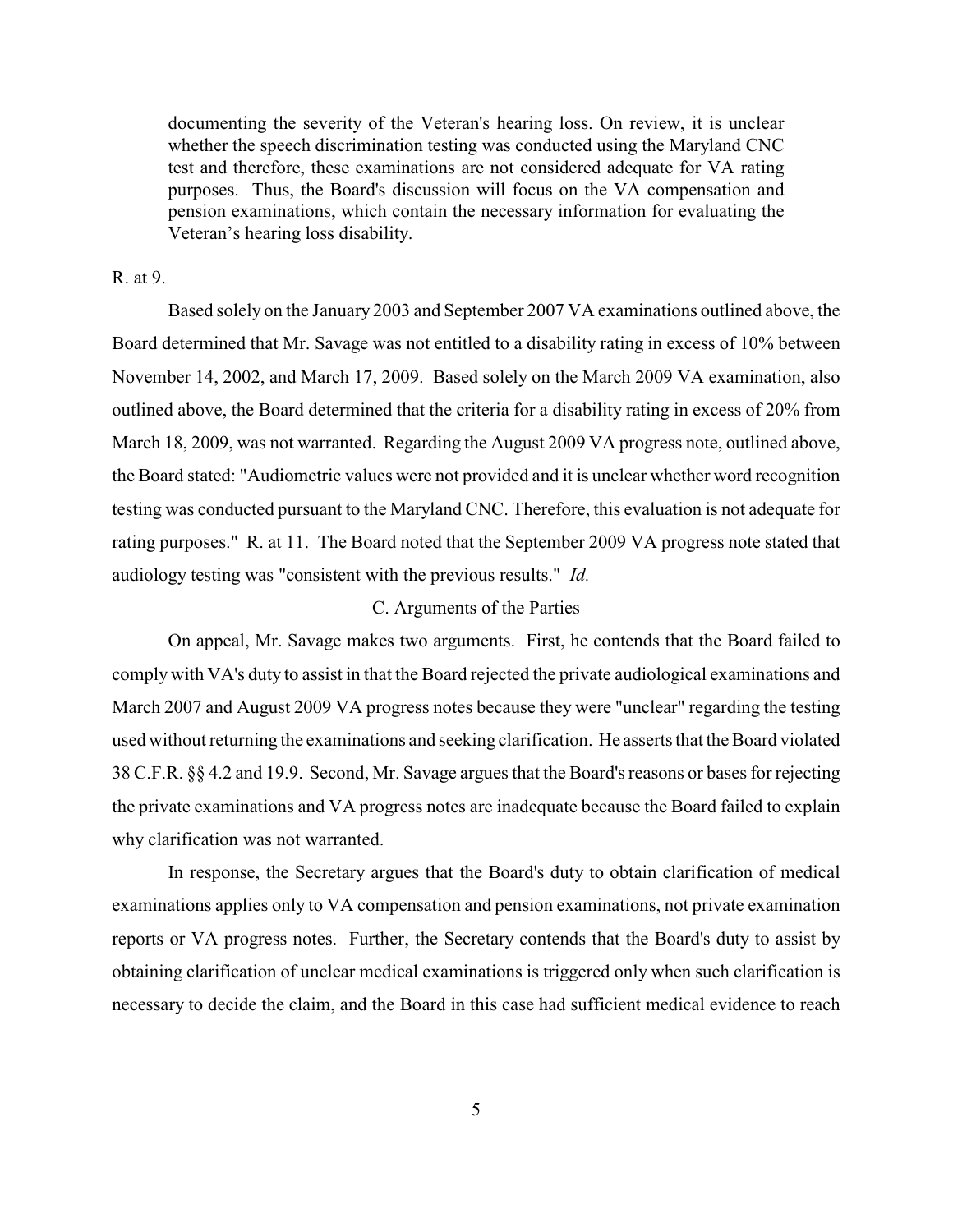> documenting the severity of the Veteran's hearing loss. On review, it is unclear whether the speech discrimination testing was conducted using the Maryland CNC test and therefore, these examinations are not considered adequate for VA rating purposes. Thus, the Board's discussion will focus on the VA compensation and pension examinations, which contain the necessary information for evaluating the Veteran's hearing loss disability.

R. at 9.

Based solely on the January 2003 and September 2007 VA examinations outlined above, the Board determined that Mr. Savage was not entitled to a disability rating in excess of 10% between November 14, 2002, and March 17, 2009. Based solely on the March 2009 VA examination, also outlined above, the Board determined that the criteria for a disability rating in excess of 20% from March 18, 2009, was not warranted. Regarding the August 2009 VA progress note, outlined above, the Board stated: "Audiometric values were not provided and it is unclear whether word recognition testing was conducted pursuant to the Maryland CNC. Therefore, this evaluation is not adequate for rating purposes." R. at 11. The Board noted that the September 2009 VA progress note stated that audiology testing was "consistent with the previous results." *Id.*

### C. Arguments of the Parties

On appeal, Mr. Savage makes two arguments. First, he contends that the Board failed to comply with VA's duty to assist in that the Board rejected the private audiological examinations and March 2007 and August 2009 VA progress notes because they were "unclear" regarding the testing used without returning the examinations and seeking clarification. He asserts that the Board violated 38 C.F.R. §§ 4.2 and 19.9. Second, Mr. Savage argues that the Board's reasons or bases for rejecting the private examinations and VA progress notes are inadequate because the Board failed to explain why clarification was not warranted.

In response, the Secretary argues that the Board's duty to obtain clarification of medical examinations applies only to VA compensation and pension examinations, not private examination reports or VA progress notes. Further, the Secretary contends that the Board's duty to assist by obtaining clarification of unclear medical examinations is triggered only when such clarification is necessary to decide the claim, and the Board in this case had sufficient medical evidence to reach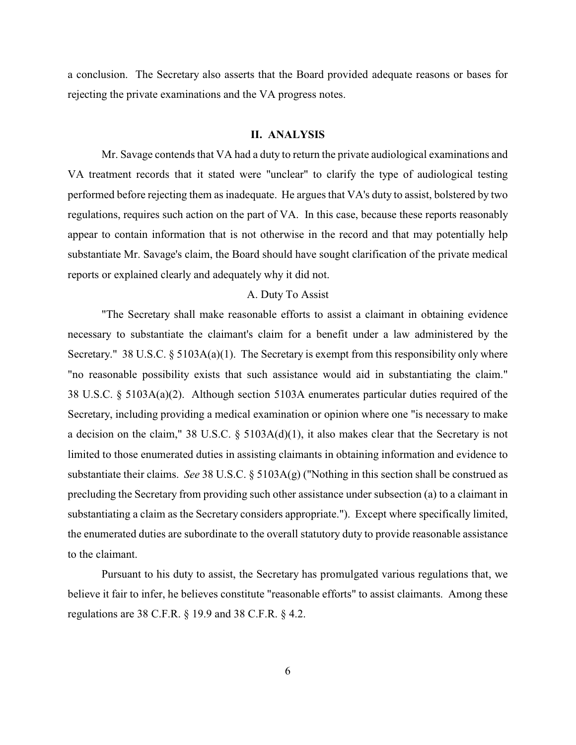a conclusion. The Secretary also asserts that the Board provided adequate reasons or bases for rejecting the private examinations and the VA progress notes.

## II. ANALYSIS

Mr. Savage contends that VA had a duty to return the private audiological examinations and VA treatment records that it stated were "unclear" to clarify the type of audiological testing performed before rejecting them as inadequate. He argues that VA's duty to assist, bolstered by two regulations, requires such action on the part of VA. In this case, because these reports reasonably appear to contain information that is not otherwise in the record and that may potentially help substantiate Mr. Savage's claim, the Board should have sought clarification of the private medical reports or explained clearly and adequately why it did not.

### A. Duty To Assist

"The Secretary shall make reasonable efforts to assist a claimant in obtaining evidence necessary to substantiate the claimant's claim for a benefit under a law administered by the Secretary." 38 U.S.C. § 5103A(a)(1). The Secretary is exempt from this responsibility only where "no reasonable possibility exists that such assistance would aid in substantiating the claim." 38 U.S.C. § 5103A(a)(2). Although section 5103A enumerates particular duties required of the Secretary, including providing a medical examination or opinion where one "is necessary to make a decision on the claim," 38 U.S.C. § 5103A(d)(1), it also makes clear that the Secretary is not limited to those enumerated duties in assisting claimants in obtaining information and evidence to substantiate their claims. *See* 38 U.S.C. § 5103A(g) ("Nothing in this section shall be construed as precluding the Secretary from providing such other assistance under subsection (a) to a claimant in substantiating a claim as the Secretary considers appropriate."). Except where specifically limited, the enumerated duties are subordinate to the overall statutory duty to provide reasonable assistance to the claimant.

Pursuant to his duty to assist, the Secretary has promulgated various regulations that, we believe it fair to infer, he believes constitute "reasonable efforts" to assist claimants. Among these regulations are 38 C.F.R. § 19.9 and 38 C.F.R. § 4.2.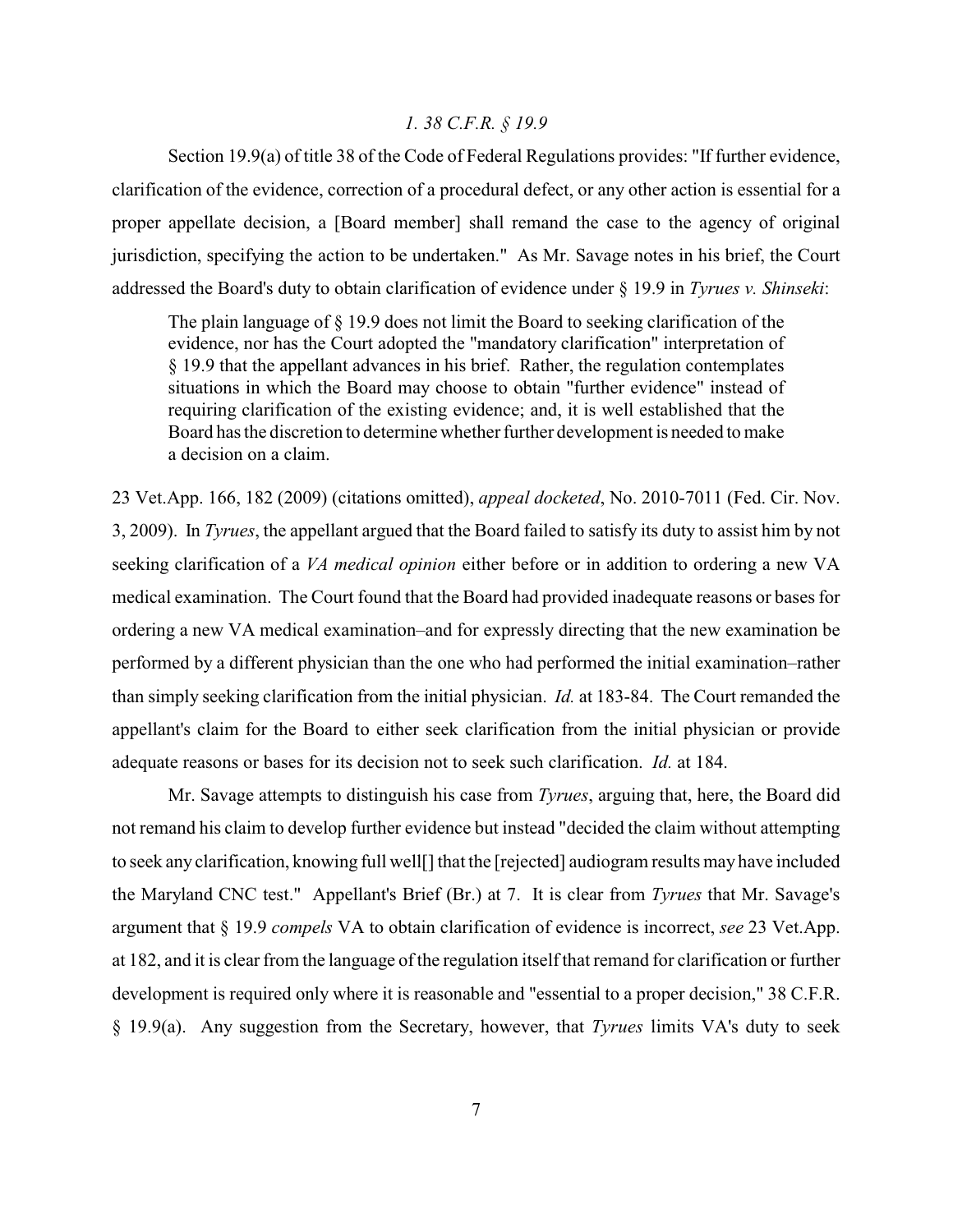### *1. 38 C.F.R. § 19.9*

Section 19.9(a) of title 38 of the Code of Federal Regulations provides: "If further evidence, clarification of the evidence, correction of a procedural defect, or any other action is essential for a proper appellate decision, a [Board member] shall remand the case to the agency of original jurisdiction, specifying the action to be undertaken." As Mr. Savage notes in his brief, the Court addressed the Board's duty to obtain clarification of evidence under § 19.9 in *Tyrues v. Shinseki*:

> The plain language of § 19.9 does not limit the Board to seeking clarification of the evidence, nor has the Court adopted the "mandatory clarification" interpretation of § 19.9 that the appellant advances in his brief. Rather, the regulation contemplates situations in which the Board may choose to obtain "further evidence" instead of requiring clarification of the existing evidence; and, it is well established that the Board has the discretion to determine whether further development is needed to make a decision on a claim.

23 Vet.App. 166, 182 (2009) (citations omitted), *appeal docketed*, No. 2010-7011 (Fed. Cir. Nov. 3, 2009). In *Tyrues*, the appellant argued that the Board failed to satisfy its duty to assist him by not seeking clarification of a *VA medical opinion* either before or in addition to ordering a new VA medical examination. The Court found that the Board had provided inadequate reasons or bases for ordering a new VA medical examination–and for expressly directing that the new examination be performed by a different physician than the one who had performed the initial examination–rather than simply seeking clarification from the initial physician. *Id.* at 183-84. The Court remanded the appellant's claim for the Board to either seek clarification from the initial physician or provide adequate reasons or bases for its decision not to seek such clarification. *Id.* at 184.

Mr. Savage attempts to distinguish his case from *Tyrues*, arguing that, here, the Board did not remand his claim to develop further evidence but instead "decided the claim without attempting to seek any clarification, knowing full well[] that the [rejected] audiogram results may have included the Maryland CNC test." Appellant's Brief (Br.) at 7. It is clear from *Tyrues* that Mr. Savage's argument that § 19.9 *compels* VA to obtain clarification of evidence is incorrect, *see* 23 Vet.App. at 182, and it is clear from the language of the regulation itself that remand for clarification or further development is required only where it is reasonable and "essential to a proper decision," 38 C.F.R. § 19.9(a). Any suggestion from the Secretary, however, that *Tyrues* limits VA's duty to seek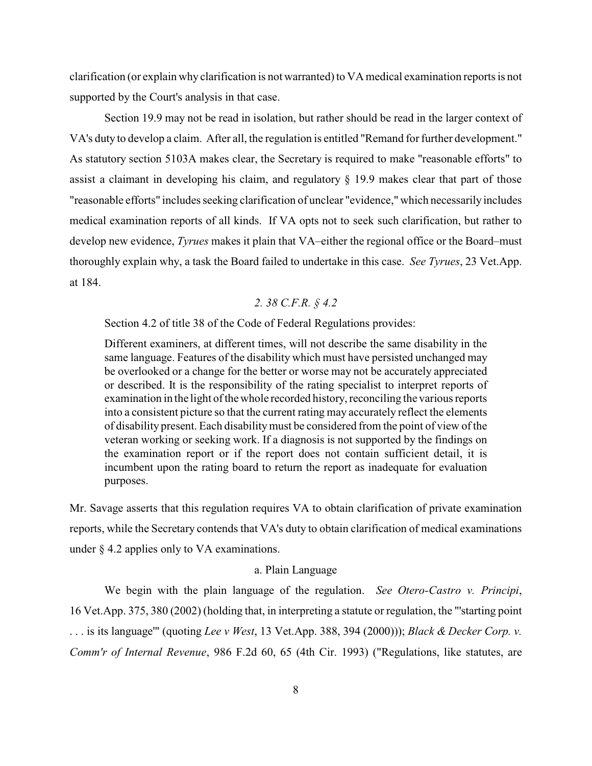clarification (or explain why clarification is not warranted) to VA medical examination reports is not supported by the Court's analysis in that case.

Section 19.9 may not be read in isolation, but rather should be read in the larger context of VA's duty to develop a claim. After all, the regulation is entitled "Remand for further development." As statutory section 5103A makes clear, the Secretary is required to make "reasonable efforts" to assist a claimant in developing his claim, and regulatory § 19.9 makes clear that part of those "reasonable efforts" includes seeking clarification of unclear "evidence," which necessarily includes medical examination reports of all kinds. If VA opts not to seek such clarification, but rather to develop new evidence, *Tyrues* makes it plain that VA–either the regional office or the Board–must thoroughly explain why, a task the Board failed to undertake in this case. *See Tyrues*, 23 Vet.App. at 184.

*2. 38 C.F.R. § 4.2*

Section 4.2 of title 38 of the Code of Federal Regulations provides:

> Different examiners, at different times, will not describe the same disability in the same language. Features of the disability which must have persisted unchanged may be overlooked or a change for the better or worse may not be accurately appreciated or described. It is the responsibility of the rating specialist to interpret reports of examination in the light of the whole recorded history, reconciling the various reports into a consistent picture so that the current rating may accurately reflect the elements of disability present. Each disability must be considered from the point of view of the veteran working or seeking work. If a diagnosis is not supported by the findings on the examination report or if the report does not contain sufficient detail, it is incumbent upon the rating board to return the report as inadequate for evaluation purposes.

Mr. Savage asserts that this regulation requires VA to obtain clarification of private examination reports, while the Secretary contends that VA's duty to obtain clarification of medical examinations under § 4.2 applies only to VA examinations.

a. Plain Language

We begin with the plain language of the regulation. *See Otero-Castro v. Principi*, 16 Vet.App. 375, 380 (2002) (holding that, in interpreting a statute or regulation, the "'starting point . . . is its language'" (quoting *Lee v West*, 13 Vet.App. 388, 394 (2000))); *Black & Decker Corp. v. Comm'r of Internal Revenue*, 986 F.2d 60, 65 (4th Cir. 1993) ("Regulations, like statutes, are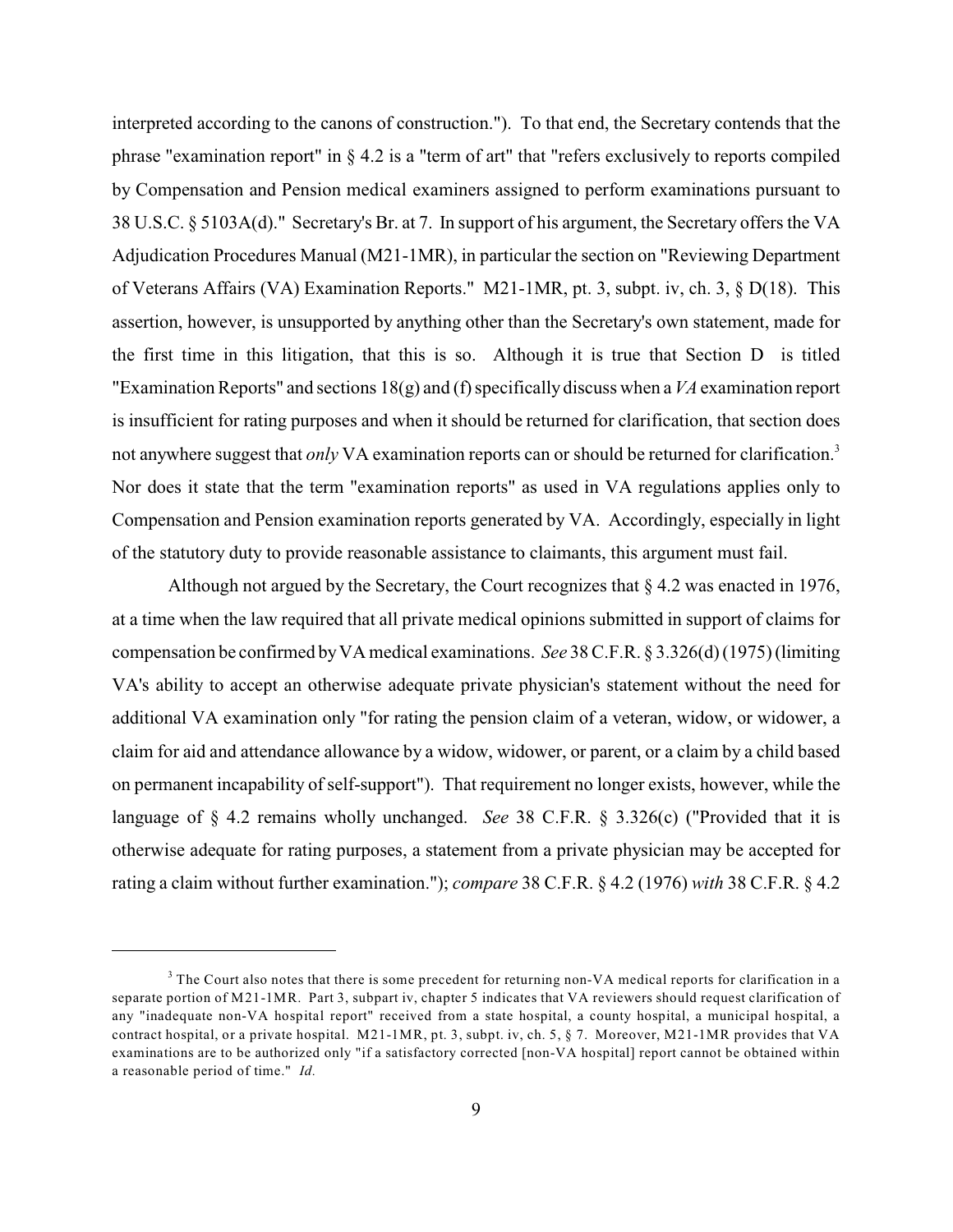interpreted according to the canons of construction."). To that end, the Secretary contends that the phrase "examination report" in § 4.2 is a "term of art" that "refers exclusively to reports compiled by Compensation and Pension medical examiners assigned to perform examinations pursuant to 38 U.S.C. § 5103A(d)." Secretary's Br. at 7. In support of his argument, the Secretary offers the VA Adjudication Procedures Manual (M21-1MR), in particular the section on "Reviewing Department of Veterans Affairs (VA) Examination Reports." M21-1MR, pt. 3, subpt. iv, ch. 3, § D(18). This assertion, however, is unsupported by anything other than the Secretary's own statement, made for the first time in this litigation, that this is so. Although it is true that Section D is titled "Examination Reports" and sections 18(g) and (f) specifically discuss when a *VA* examination report is insufficient for rating purposes and when it should be returned for clarification, that section does not anywhere suggest that *only* VA examination reports can or should be returned for clarification.[3] Nor does it state that the term "examination reports" as used in VA regulations applies only to Compensation and Pension examination reports generated by VA. Accordingly, especially in light of the statutory duty to provide reasonable assistance to claimants, this argument must fail.

Although not argued by the Secretary, the Court recognizes that § 4.2 was enacted in 1976, at a time when the law required that all private medical opinions submitted in support of claims for compensation be confirmed by VA medical examinations. *See* 38 C.F.R. § 3.326(d) (1975) (limiting VA's ability to accept an otherwise adequate private physician's statement without the need for additional VA examination only "for rating the pension claim of a veteran, widow, or widower, a claim for aid and attendance allowance by a widow, widower, or parent, or a claim by a child based on permanent incapability of self-support"). That requirement no longer exists, however, while the language of § 4.2 remains wholly unchanged. *See* 38 C.F.R. § 3.326(c) ("Provided that it is otherwise adequate for rating purposes, a statement from a private physician may be accepted for rating a claim without further examination."); *compare* 38 C.F.R. § 4.2 (1976) *with* 38 C.F.R. § 4.2

---

[3] The Court also notes that there is some precedent for returning non-VA medical reports for clarification in a separate portion of M21-1MR. Part 3, subpart iv, chapter 5 indicates that VA reviewers should request clarification of any "inadequate non-VA hospital report" received from a state hospital, a county hospital, a municipal hospital, a contract hospital, or a private hospital. M21-1MR, pt. 3, subpt. iv, ch. 5, § 7. Moreover, M21-1MR provides that VA examinations are to be authorized only "if a satisfactory corrected [non-VA hospital] report cannot be obtained within a reasonable period of time." *Id.*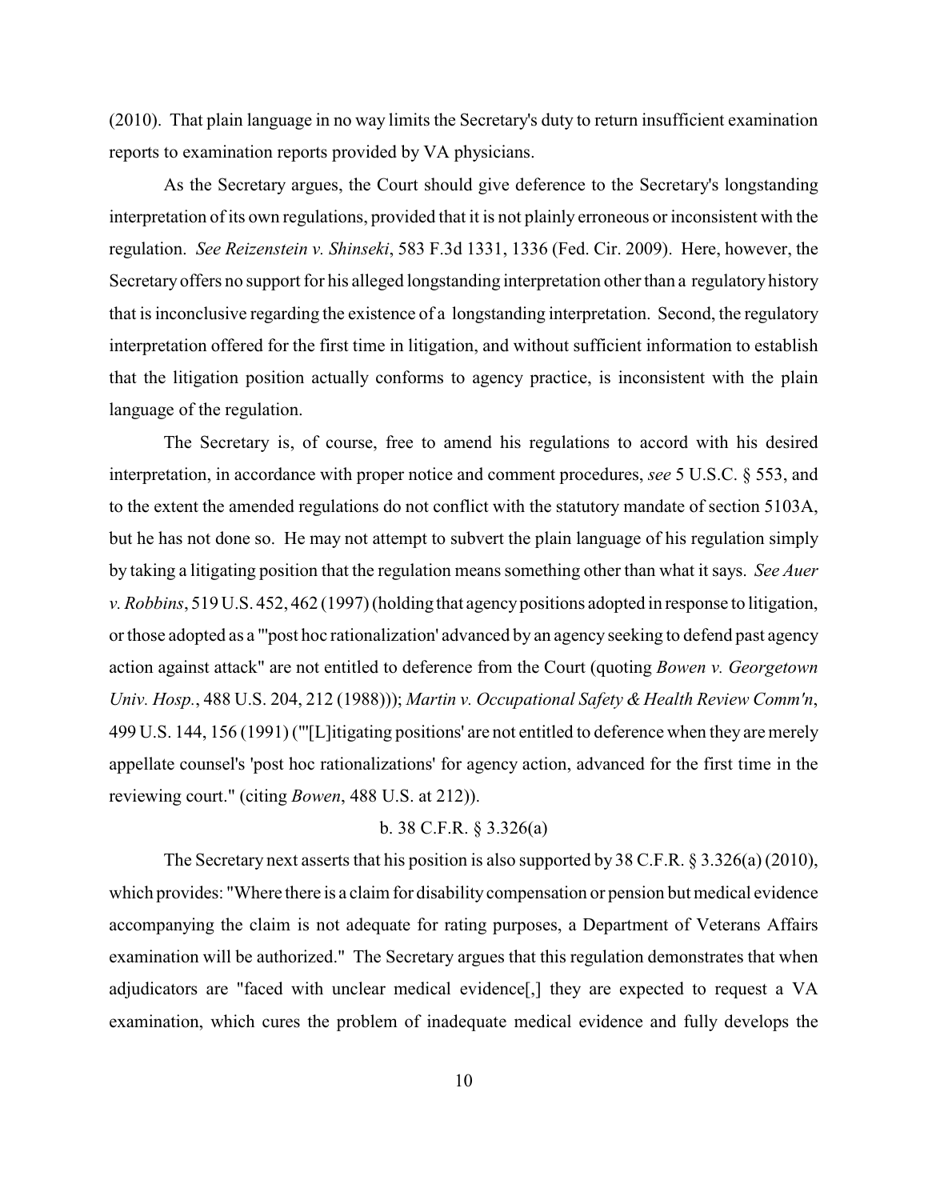(2010). That plain language in no way limits the Secretary's duty to return insufficient examination reports to examination reports provided by VA physicians.

As the Secretary argues, the Court should give deference to the Secretary's longstanding interpretation of its own regulations, provided that it is not plainly erroneous or inconsistent with the regulation. *See Reizenstein v. Shinseki*, 583 F.3d 1331, 1336 (Fed. Cir. 2009). Here, however, the Secretary offers no support for his alleged longstanding interpretation other than a regulatory history that is inconclusive regarding the existence of a longstanding interpretation. Second, the regulatory interpretation offered for the first time in litigation, and without sufficient information to establish that the litigation position actually conforms to agency practice, is inconsistent with the plain language of the regulation.

The Secretary is, of course, free to amend his regulations to accord with his desired interpretation, in accordance with proper notice and comment procedures, *see* 5 U.S.C. § 553, and to the extent the amended regulations do not conflict with the statutory mandate of section 5103A, but he has not done so. He may not attempt to subvert the plain language of his regulation simply by taking a litigating position that the regulation means something other than what it says. *See Auer v. Robbins*, 519 U.S. 452, 462 (1997) (holding that agency positions adopted in response to litigation, or those adopted as a "'post hoc rationalization' advanced by an agency seeking to defend past agency action against attack" are not entitled to deference from the Court (quoting *Bowen v. Georgetown Univ. Hosp.*, 488 U.S. 204, 212 (1988))); *Martin v. Occupational Safety & Health Review Comm'n*, 499 U.S. 144, 156 (1991) ("'[L]itigating positions' are not entitled to deference when they are merely appellate counsel's 'post hoc rationalizations' for agency action, advanced for the first time in the reviewing court." (citing *Bowen*, 488 U.S. at 212)).

b. 38 C.F.R. § 3.326(a)

The Secretary next asserts that his position is also supported by 38 C.F.R. § 3.326(a) (2010), which provides: "Where there is a claim for disability compensation or pension but medical evidence accompanying the claim is not adequate for rating purposes, a Department of Veterans Affairs examination will be authorized." The Secretary argues that this regulation demonstrates that when adjudicators are "faced with unclear medical evidence[,] they are expected to request a VA examination, which cures the problem of inadequate medical evidence and fully develops the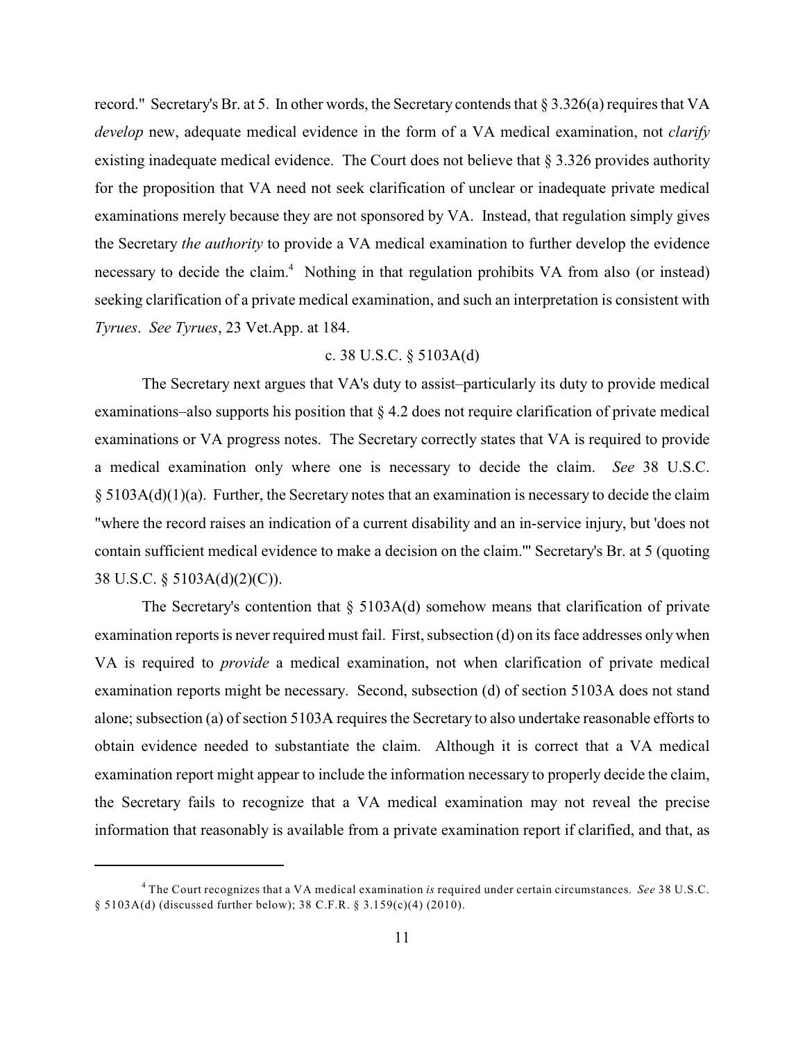record." Secretary's Br. at 5. In other words, the Secretary contends that § 3.326(a) requires that VA *develop* new, adequate medical evidence in the form of a VA medical examination, not *clarify* existing inadequate medical evidence. The Court does not believe that § 3.326 provides authority for the proposition that VA need not seek clarification of unclear or inadequate private medical examinations merely because they are not sponsored by VA. Instead, that regulation simply gives the Secretary *the authority* to provide a VA medical examination to further develop the evidence necessary to decide the claim.[4] Nothing in that regulation prohibits VA from also (or instead) seeking clarification of a private medical examination, and such an interpretation is consistent with *Tyrues*. *See Tyrues*, 23 Vet.App. at 184.

c. 38 U.S.C. § 5103A(d)

The Secretary next argues that VA's duty to assist–particularly its duty to provide medical examinations–also supports his position that § 4.2 does not require clarification of private medical examinations or VA progress notes. The Secretary correctly states that VA is required to provide a medical examination only where one is necessary to decide the claim. *See* 38 U.S.C. § 5103A(d)(1)(a). Further, the Secretary notes that an examination is necessary to decide the claim "where the record raises an indication of a current disability and an in-service injury, but 'does not contain sufficient medical evidence to make a decision on the claim.'" Secretary's Br. at 5 (quoting 38 U.S.C. § 5103A(d)(2)(C)).

The Secretary's contention that § 5103A(d) somehow means that clarification of private examination reports is never required must fail. First, subsection (d) on its face addresses only when VA is required to *provide* a medical examination, not when clarification of private medical examination reports might be necessary. Second, subsection (d) of section 5103A does not stand alone; subsection (a) of section 5103A requires the Secretary to also undertake reasonable efforts to obtain evidence needed to substantiate the claim. Although it is correct that a VA medical examination report might appear to include the information necessary to properly decide the claim, the Secretary fails to recognize that a VA medical examination may not reveal the precise information that reasonably is available from a private examination report if clarified, and that, as

---

[4] The Court recognizes that a VA medical examination *is* required under certain circumstances. *See* 38 U.S.C. § 5103A(d) (discussed further below); 38 C.F.R. § 3.159(c)(4) (2010).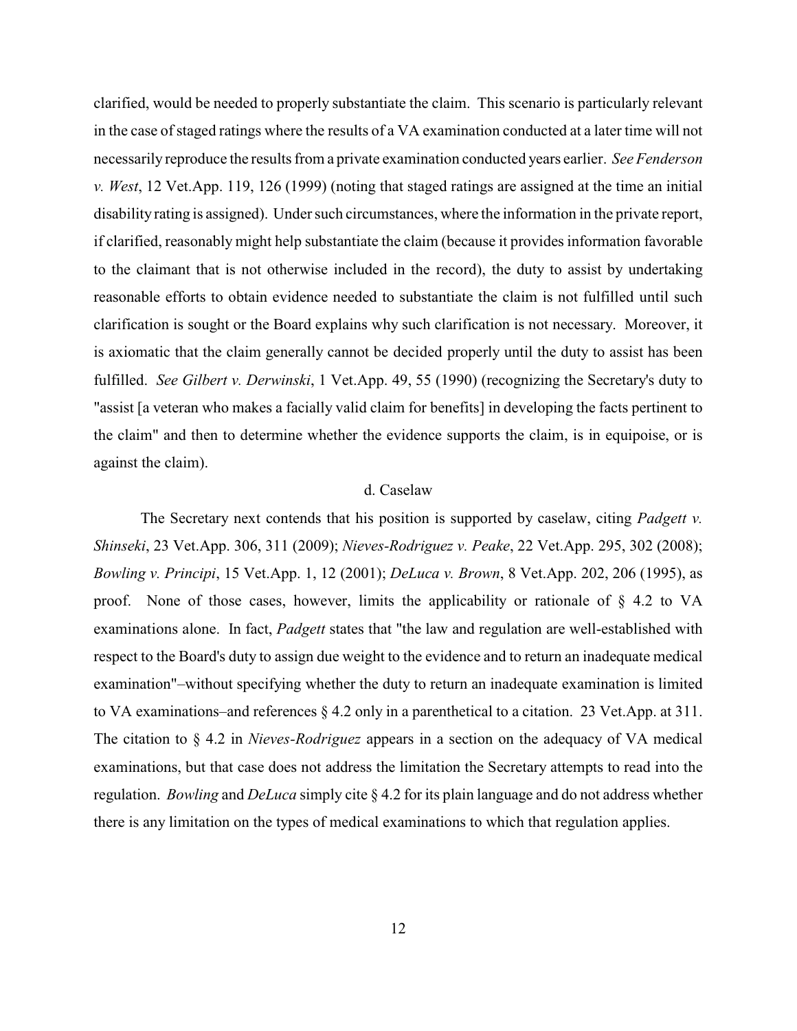clarified, would be needed to properly substantiate the claim. This scenario is particularly relevant in the case of staged ratings where the results of a VA examination conducted at a later time will not necessarily reproduce the results from a private examination conducted years earlier. *See Fenderson v. West*, 12 Vet.App. 119, 126 (1999) (noting that staged ratings are assigned at the time an initial disability rating is assigned). Under such circumstances, where the information in the private report, if clarified, reasonably might help substantiate the claim (because it provides information favorable to the claimant that is not otherwise included in the record), the duty to assist by undertaking reasonable efforts to obtain evidence needed to substantiate the claim is not fulfilled until such clarification is sought or the Board explains why such clarification is not necessary. Moreover, it is axiomatic that the claim generally cannot be decided properly until the duty to assist has been fulfilled. *See Gilbert v. Derwinski*, 1 Vet.App. 49, 55 (1990) (recognizing the Secretary's duty to "assist [a veteran who makes a facially valid claim for benefits] in developing the facts pertinent to the claim" and then to determine whether the evidence supports the claim, is in equipoise, or is against the claim).

#### d. Caselaw

The Secretary next contends that his position is supported by caselaw, citing *Padgett v. Shinseki*, 23 Vet.App. 306, 311 (2009); *Nieves-Rodriguez v. Peake*, 22 Vet.App. 295, 302 (2008); *Bowling v. Principi*, 15 Vet.App. 1, 12 (2001); *DeLuca v. Brown*, 8 Vet.App. 202, 206 (1995), as proof. None of those cases, however, limits the applicability or rationale of § 4.2 to VA examinations alone. In fact, *Padgett* states that "the law and regulation are well-established with respect to the Board's duty to assign due weight to the evidence and to return an inadequate medical examination"–without specifying whether the duty to return an inadequate examination is limited to VA examinations–and references § 4.2 only in a parenthetical to a citation. 23 Vet.App. at 311. The citation to § 4.2 in *Nieves-Rodriguez* appears in a section on the adequacy of VA medical examinations, but that case does not address the limitation the Secretary attempts to read into the regulation. *Bowling* and *DeLuca* simply cite § 4.2 for its plain language and do not address whether there is any limitation on the types of medical examinations to which that regulation applies.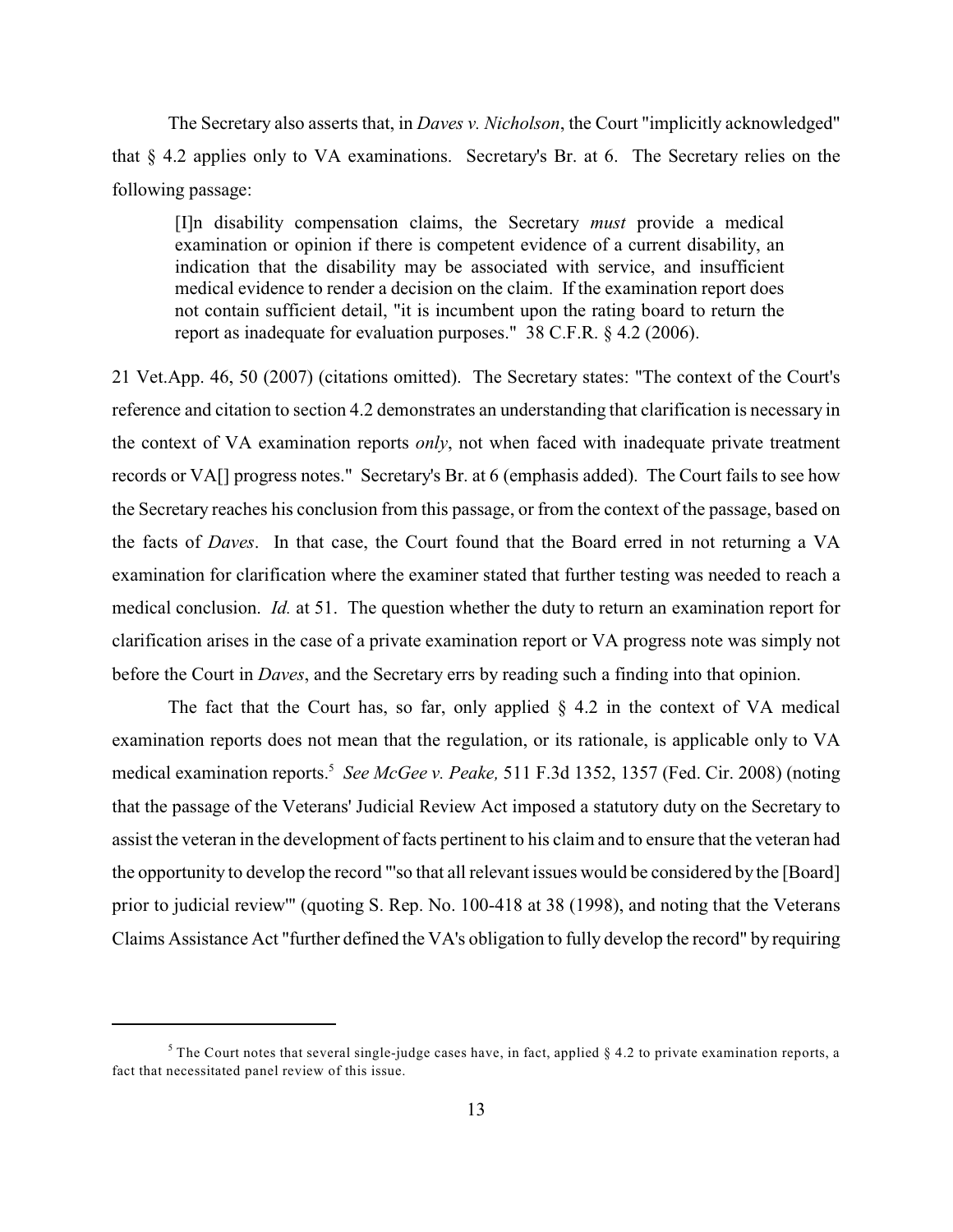The Secretary also asserts that, in *Daves v. Nicholson*, the Court "implicitly acknowledged" that § 4.2 applies only to VA examinations. Secretary's Br. at 6. The Secretary relies on the following passage:

> [I]n disability compensation claims, the Secretary *must* provide a medical examination or opinion if there is competent evidence of a current disability, an indication that the disability may be associated with service, and insufficient medical evidence to render a decision on the claim. If the examination report does not contain sufficient detail, "it is incumbent upon the rating board to return the report as inadequate for evaluation purposes." 38 C.F.R. § 4.2 (2006).

21 Vet.App. 46, 50 (2007) (citations omitted). The Secretary states: "The context of the Court's reference and citation to section 4.2 demonstrates an understanding that clarification is necessary in the context of VA examination reports *only*, not when faced with inadequate private treatment records or VA[] progress notes." Secretary's Br. at 6 (emphasis added). The Court fails to see how the Secretary reaches his conclusion from this passage, or from the context of the passage, based on the facts of *Daves*. In that case, the Court found that the Board erred in not returning a VA examination for clarification where the examiner stated that further testing was needed to reach a medical conclusion. *Id.* at 51. The question whether the duty to return an examination report for clarification arises in the case of a private examination report or VA progress note was simply not before the Court in *Daves*, and the Secretary errs by reading such a finding into that opinion.

The fact that the Court has, so far, only applied § 4.2 in the context of VA medical examination reports does not mean that the regulation, or its rationale, is applicable only to VA medical examination reports.[5] *See McGee v. Peake,* 511 F.3d 1352, 1357 (Fed. Cir. 2008) (noting that the passage of the Veterans' Judicial Review Act imposed a statutory duty on the Secretary to assist the veteran in the development of facts pertinent to his claim and to ensure that the veteran had the opportunity to develop the record "'so that all relevant issues would be considered by the [Board] prior to judicial review'" (quoting S. Rep. No. 100-418 at 38 (1998), and noting that the Veterans Claims Assistance Act "further defined the VA's obligation to fully develop the record" by requiring

[5] The Court notes that several single-judge cases have, in fact, applied § 4.2 to private examination reports, a fact that necessitated panel review of this issue.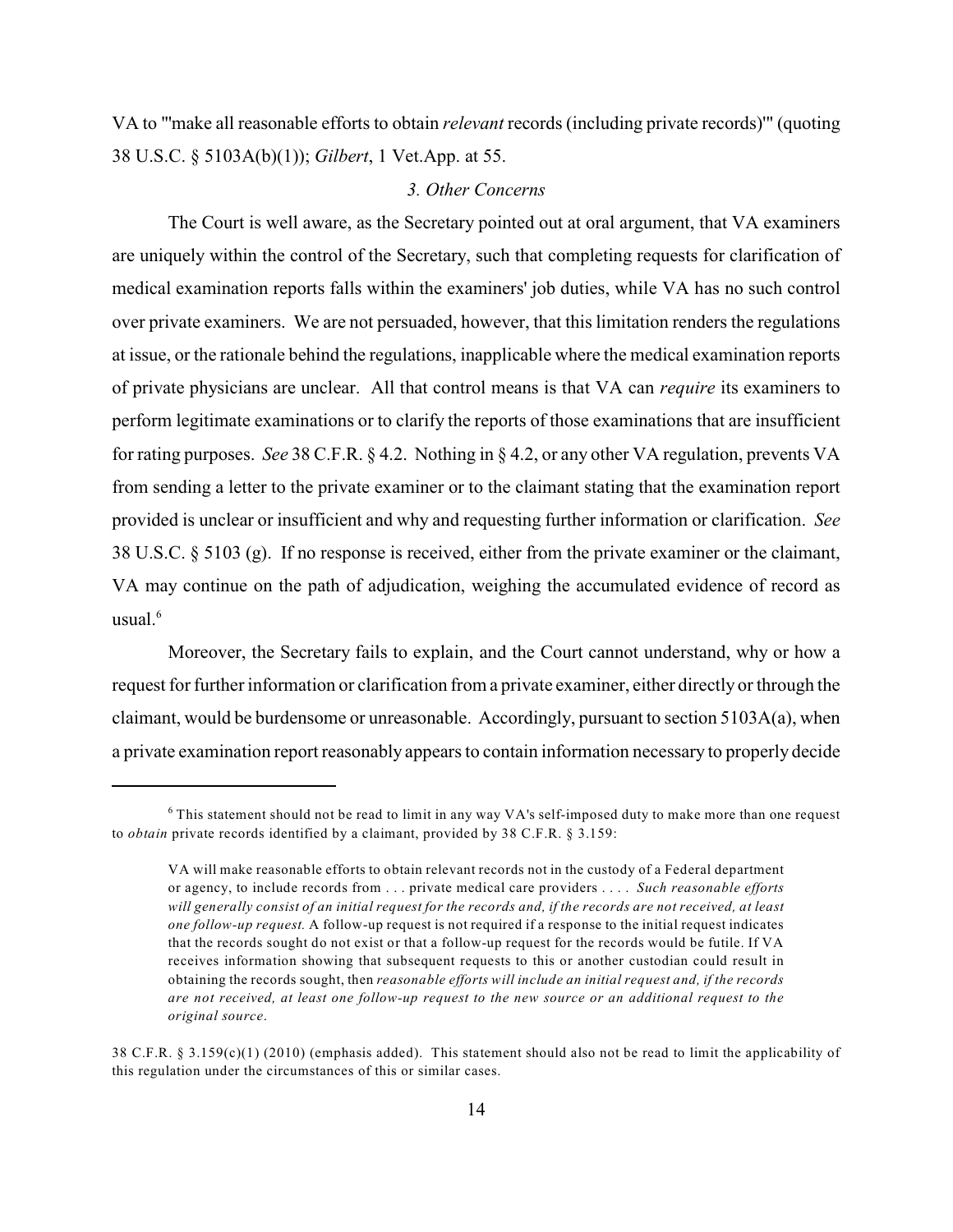VA to "'make all reasonable efforts to obtain *relevant* records (including private records)'" (quoting 38 U.S.C. § 5103A(b)(1)); *Gilbert*, 1 Vet.App. at 55.

### *3. Other Concerns*

The Court is well aware, as the Secretary pointed out at oral argument, that VA examiners are uniquely within the control of the Secretary, such that completing requests for clarification of medical examination reports falls within the examiners' job duties, while VA has no such control over private examiners. We are not persuaded, however, that this limitation renders the regulations at issue, or the rationale behind the regulations, inapplicable where the medical examination reports of private physicians are unclear. All that control means is that VA can *require* its examiners to perform legitimate examinations or to clarify the reports of those examinations that are insufficient for rating purposes. *See* 38 C.F.R. § 4.2. Nothing in § 4.2, or any other VA regulation, prevents VA from sending a letter to the private examiner or to the claimant stating that the examination report provided is unclear or insufficient and why and requesting further information or clarification. *See* 38 U.S.C. § 5103 (g). If no response is received, either from the private examiner or the claimant, VA may continue on the path of adjudication, weighing the accumulated evidence of record as usual.[6]

Moreover, the Secretary fails to explain, and the Court cannot understand, why or how a request for further information or clarification from a private examiner, either directly or through the claimant, would be burdensome or unreasonable. Accordingly, pursuant to section 5103A(a), when a private examination report reasonably appears to contain information necessary to properly decide

---

[6] This statement should not be read to limit in any way VA's self-imposed duty to make more than one request to *obtain* private records identified by a claimant, provided by 38 C.F.R. § 3.159:

> VA will make reasonable efforts to obtain relevant records not in the custody of a Federal department or agency, to include records from . . . private medical care providers . . . . *Such reasonable efforts will generally consist of an initial request for the records and, if the records are not received, at least one follow-up request.* A follow-up request is not required if a response to the initial request indicates that the records sought do not exist or that a follow-up request for the records would be futile. If VA receives information showing that subsequent requests to this or another custodian could result in obtaining the records sought, then *reasonable efforts will include an initial request and, if the records are not received, at least one follow-up request to the new source or an additional request to the original source*.

38 C.F.R. § 3.159(c)(1) (2010) (emphasis added). This statement should also not be read to limit the applicability of this regulation under the circumstances of this or similar cases.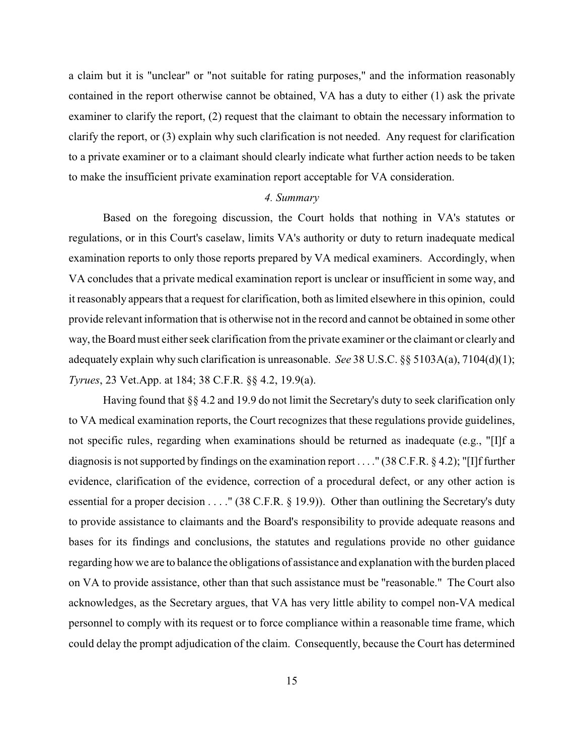a claim but it is "unclear" or "not suitable for rating purposes," and the information reasonably contained in the report otherwise cannot be obtained, VA has a duty to either (1) ask the private examiner to clarify the report, (2) request that the claimant to obtain the necessary information to clarify the report, or (3) explain why such clarification is not needed. Any request for clarification to a private examiner or to a claimant should clearly indicate what further action needs to be taken to make the insufficient private examination report acceptable for VA consideration.

*4. Summary*

Based on the foregoing discussion, the Court holds that nothing in VA's statutes or regulations, or in this Court's caselaw, limits VA's authority or duty to return inadequate medical examination reports to only those reports prepared by VA medical examiners. Accordingly, when VA concludes that a private medical examination report is unclear or insufficient in some way, and it reasonably appears that a request for clarification, both as limited elsewhere in this opinion, could provide relevant information that is otherwise not in the record and cannot be obtained in some other way, the Board must either seek clarification from the private examiner or the claimant or clearly and adequately explain why such clarification is unreasonable. *See* 38 U.S.C. §§ 5103A(a), 7104(d)(1); *Tyrues*, 23 Vet.App. at 184; 38 C.F.R. §§ 4.2, 19.9(a).

Having found that §§ 4.2 and 19.9 do not limit the Secretary's duty to seek clarification only to VA medical examination reports, the Court recognizes that these regulations provide guidelines, not specific rules, regarding when examinations should be returned as inadequate (e.g., "[I]f a diagnosis is not supported by findings on the examination report . . . ." (38 C.F.R. § 4.2); "[I]f further evidence, clarification of the evidence, correction of a procedural defect, or any other action is essential for a proper decision . . . ." (38 C.F.R. § 19.9)). Other than outlining the Secretary's duty to provide assistance to claimants and the Board's responsibility to provide adequate reasons and bases for its findings and conclusions, the statutes and regulations provide no other guidance regarding how we are to balance the obligations of assistance and explanation with the burden placed on VA to provide assistance, other than that such assistance must be "reasonable." The Court also acknowledges, as the Secretary argues, that VA has very little ability to compel non-VA medical personnel to comply with its request or to force compliance within a reasonable time frame, which could delay the prompt adjudication of the claim. Consequently, because the Court has determined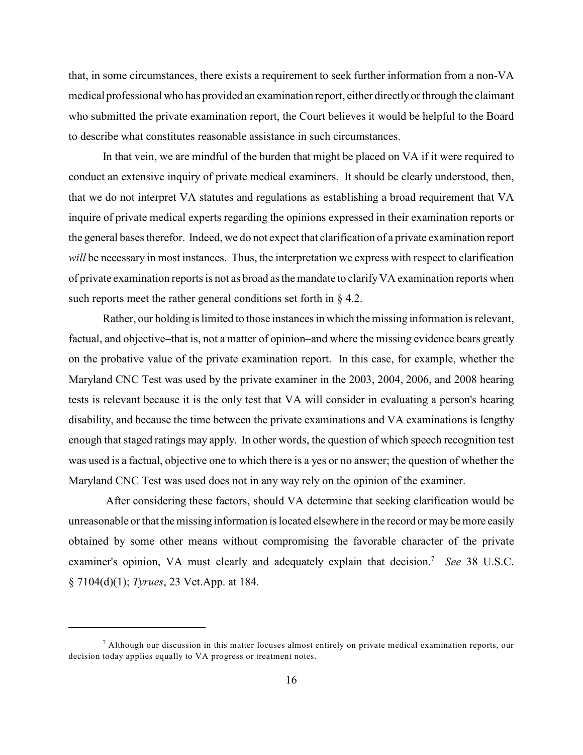that, in some circumstances, there exists a requirement to seek further information from a non-VA medical professional who has provided an examination report, either directly or through the claimant who submitted the private examination report, the Court believes it would be helpful to the Board to describe what constitutes reasonable assistance in such circumstances.

In that vein, we are mindful of the burden that might be placed on VA if it were required to conduct an extensive inquiry of private medical examiners. It should be clearly understood, then, that we do not interpret VA statutes and regulations as establishing a broad requirement that VA inquire of private medical experts regarding the opinions expressed in their examination reports or the general bases therefor. Indeed, we do not expect that clarification of a private examination report *will* be necessary in most instances. Thus, the interpretation we express with respect to clarification of private examination reports is not as broad as the mandate to clarify VA examination reports when such reports meet the rather general conditions set forth in § 4.2.

Rather, our holding is limited to those instances in which the missing information is relevant, factual, and objective–that is, not a matter of opinion–and where the missing evidence bears greatly on the probative value of the private examination report. In this case, for example, whether the Maryland CNC Test was used by the private examiner in the 2003, 2004, 2006, and 2008 hearing tests is relevant because it is the only test that VA will consider in evaluating a person's hearing disability, and because the time between the private examinations and VA examinations is lengthy enough that staged ratings may apply. In other words, the question of which speech recognition test was used is a factual, objective one to which there is a yes or no answer; the question of whether the Maryland CNC Test was used does not in any way rely on the opinion of the examiner.

After considering these factors, should VA determine that seeking clarification would be unreasonable or that the missing information is located elsewhere in the record or may be more easily obtained by some other means without compromising the favorable character of the private examiner's opinion, VA must clearly and adequately explain that decision.[7] *See* 38 U.S.C. § 7104(d)(1); *Tyrues*, 23 Vet.App. at 184.

---

[7] Although our discussion in this matter focuses almost entirely on private medical examination reports, our decision today applies equally to VA progress or treatment notes.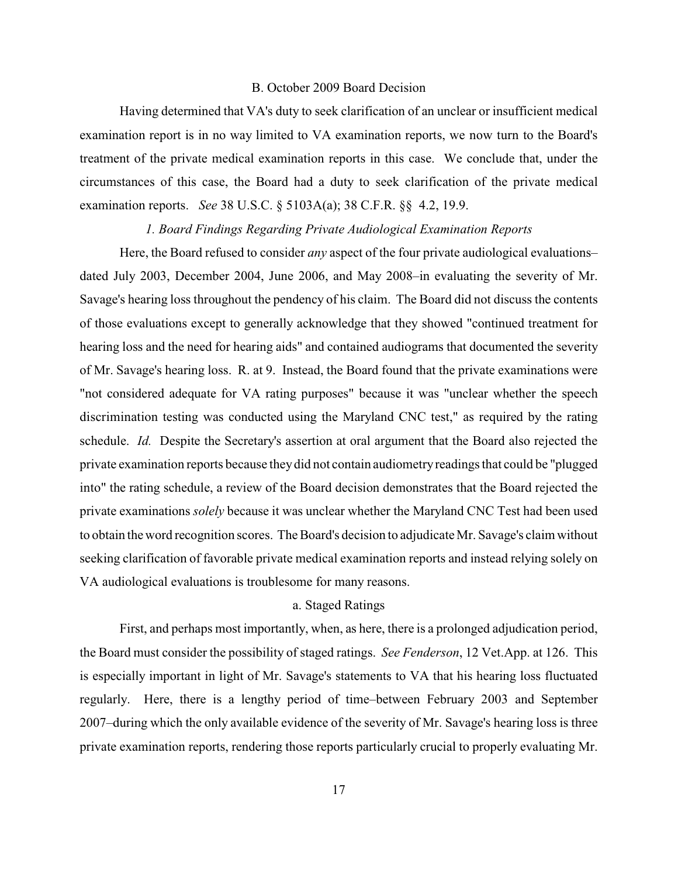### B. October 2009 Board Decision

Having determined that VA's duty to seek clarification of an unclear or insufficient medical examination report is in no way limited to VA examination reports, we now turn to the Board's treatment of the private medical examination reports in this case. We conclude that, under the circumstances of this case, the Board had a duty to seek clarification of the private medical examination reports. *See* 38 U.S.C. § 5103A(a); 38 C.F.R. §§ 4.2, 19.9.

#### *1. Board Findings Regarding Private Audiological Examination Reports*

Here, the Board refused to consider *any* aspect of the four private audiological evaluations–dated July 2003, December 2004, June 2006, and May 2008–in evaluating the severity of Mr. Savage's hearing loss throughout the pendency of his claim. The Board did not discuss the contents of those evaluations except to generally acknowledge that they showed "continued treatment for hearing loss and the need for hearing aids" and contained audiograms that documented the severity of Mr. Savage's hearing loss. R. at 9. Instead, the Board found that the private examinations were "not considered adequate for VA rating purposes" because it was "unclear whether the speech discrimination testing was conducted using the Maryland CNC test," as required by the rating schedule. *Id.* Despite the Secretary's assertion at oral argument that the Board also rejected the private examination reports because they did not contain audiometry readings that could be "plugged into" the rating schedule, a review of the Board decision demonstrates that the Board rejected the private examinations *solely* because it was unclear whether the Maryland CNC Test had been used to obtain the word recognition scores. The Board's decision to adjudicate Mr. Savage's claim without seeking clarification of favorable private medical examination reports and instead relying solely on VA audiological evaluations is troublesome for many reasons.

##### a. Staged Ratings

First, and perhaps most importantly, when, as here, there is a prolonged adjudication period, the Board must consider the possibility of staged ratings. *See Fenderson*, 12 Vet.App. at 126. This is especially important in light of Mr. Savage's statements to VA that his hearing loss fluctuated regularly. Here, there is a lengthy period of time–between February 2003 and September 2007–during which the only available evidence of the severity of Mr. Savage's hearing loss is three private examination reports, rendering those reports particularly crucial to properly evaluating Mr.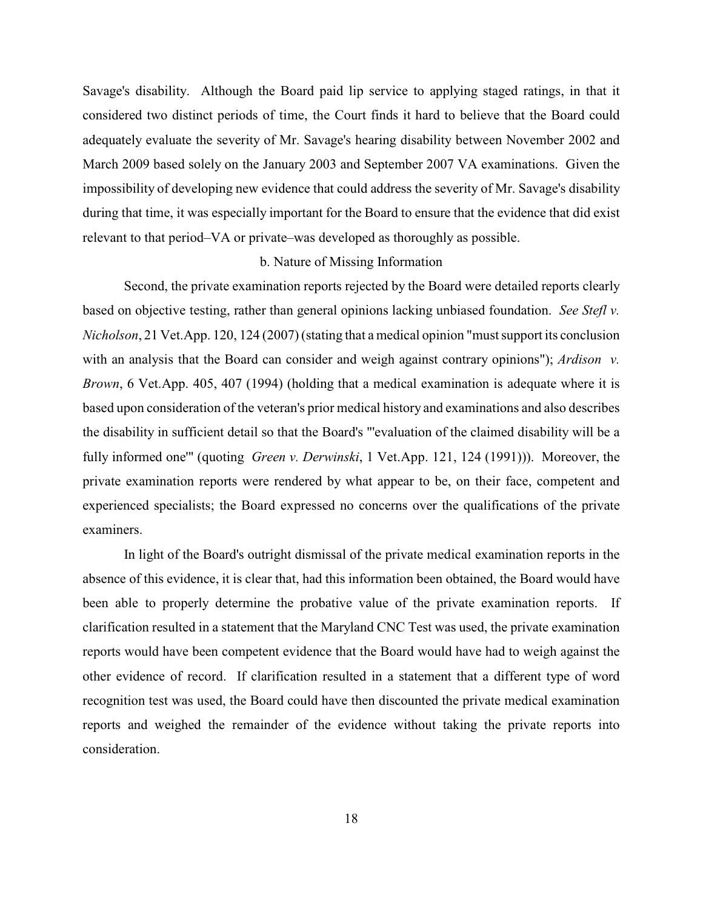Savage's disability. Although the Board paid lip service to applying staged ratings, in that it considered two distinct periods of time, the Court finds it hard to believe that the Board could adequately evaluate the severity of Mr. Savage's hearing disability between November 2002 and March 2009 based solely on the January 2003 and September 2007 VA examinations. Given the impossibility of developing new evidence that could address the severity of Mr. Savage's disability during that time, it was especially important for the Board to ensure that the evidence that did exist relevant to that period–VA or private–was developed as thoroughly as possible.

b. Nature of Missing Information

Second, the private examination reports rejected by the Board were detailed reports clearly based on objective testing, rather than general opinions lacking unbiased foundation. *See Stefl v. Nicholson*, 21 Vet.App. 120, 124 (2007) (stating that a medical opinion "must support its conclusion with an analysis that the Board can consider and weigh against contrary opinions"); *Ardison v. Brown*, 6 Vet.App. 405, 407 (1994) (holding that a medical examination is adequate where it is based upon consideration of the veteran's prior medical history and examinations and also describes the disability in sufficient detail so that the Board's "'evaluation of the claimed disability will be a fully informed one'" (quoting *Green v. Derwinski*, 1 Vet.App. 121, 124 (1991))). Moreover, the private examination reports were rendered by what appear to be, on their face, competent and experienced specialists; the Board expressed no concerns over the qualifications of the private examiners.

In light of the Board's outright dismissal of the private medical examination reports in the absence of this evidence, it is clear that, had this information been obtained, the Board would have been able to properly determine the probative value of the private examination reports. If clarification resulted in a statement that the Maryland CNC Test was used, the private examination reports would have been competent evidence that the Board would have had to weigh against the other evidence of record. If clarification resulted in a statement that a different type of word recognition test was used, the Board could have then discounted the private medical examination reports and weighed the remainder of the evidence without taking the private reports into consideration.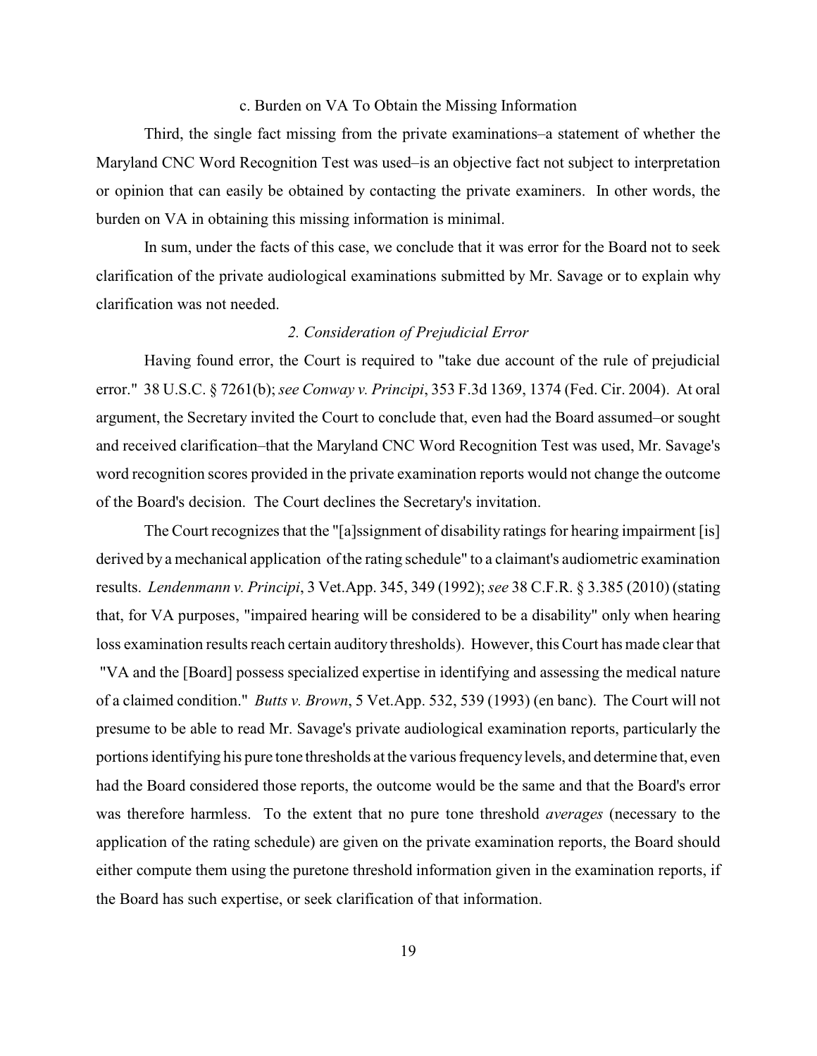c. Burden on VA To Obtain the Missing Information

Third, the single fact missing from the private examinations–a statement of whether the Maryland CNC Word Recognition Test was used–is an objective fact not subject to interpretation or opinion that can easily be obtained by contacting the private examiners. In other words, the burden on VA in obtaining this missing information is minimal.

In sum, under the facts of this case, we conclude that it was error for the Board not to seek clarification of the private audiological examinations submitted by Mr. Savage or to explain why clarification was not needed.

*2. Consideration of Prejudicial Error*

Having found error, the Court is required to "take due account of the rule of prejudicial error." 38 U.S.C. § 7261(b); *see Conway v. Principi*, 353 F.3d 1369, 1374 (Fed. Cir. 2004). At oral argument, the Secretary invited the Court to conclude that, even had the Board assumed–or sought and received clarification–that the Maryland CNC Word Recognition Test was used, Mr. Savage's word recognition scores provided in the private examination reports would not change the outcome of the Board's decision. The Court declines the Secretary's invitation.

The Court recognizes that the "[a]ssignment of disability ratings for hearing impairment [is] derived by a mechanical application of the rating schedule" to a claimant's audiometric examination results. *Lendenmann v. Principi*, 3 Vet.App. 345, 349 (1992); *see* 38 C.F.R. § 3.385 (2010) (stating that, for VA purposes, "impaired hearing will be considered to be a disability" only when hearing loss examination results reach certain auditory thresholds). However, this Court has made clear that "VA and the [Board] possess specialized expertise in identifying and assessing the medical nature of a claimed condition." *Butts v. Brown*, 5 Vet.App. 532, 539 (1993) (en banc). The Court will not presume to be able to read Mr. Savage's private audiological examination reports, particularly the portions identifying his pure tone thresholds at the various frequency levels, and determine that, even had the Board considered those reports, the outcome would be the same and that the Board's error was therefore harmless. To the extent that no pure tone threshold *averages* (necessary to the application of the rating schedule) are given on the private examination reports, the Board should either compute them using the puretone threshold information given in the examination reports, if the Board has such expertise, or seek clarification of that information.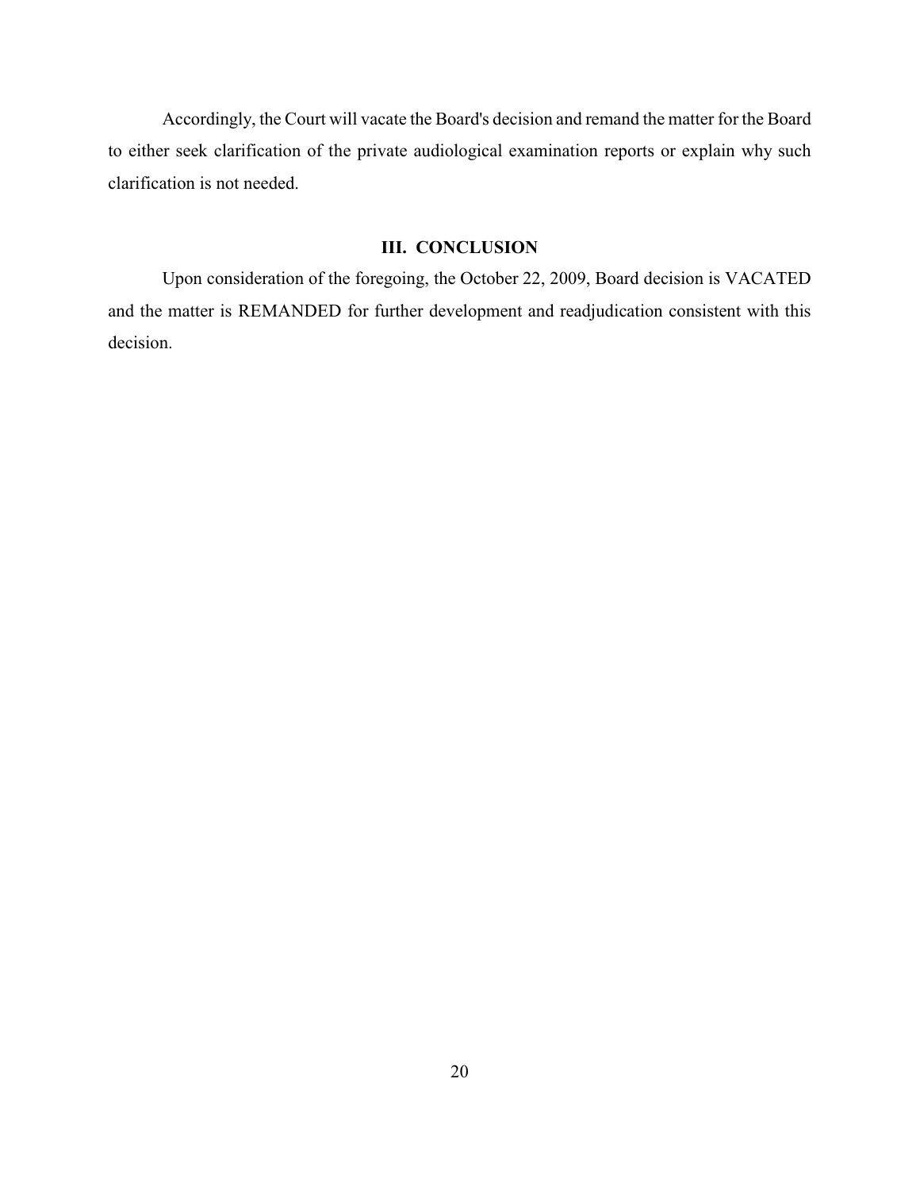Accordingly, the Court will vacate the Board's decision and remand the matter for the Board to either seek clarification of the private audiological examination reports or explain why such clarification is not needed.

## III. CONCLUSION

Upon consideration of the foregoing, the October 22, 2009, Board decision is VACATED and the matter is REMANDED for further development and readjudication consistent with this decision.